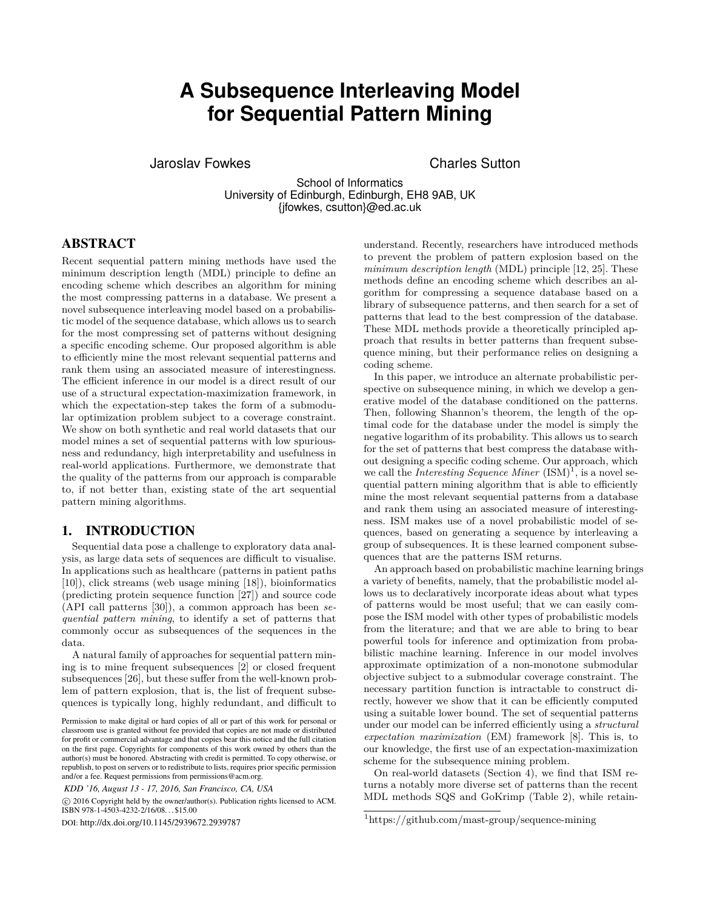# A Subsequence Interleaving Model for Sequential Pattern Mining

Jaroslav Fowkes  Charles Sutton

School of Informatics
University of Edinburgh, Edinburgh, EH8 9AB, UK
{jfowkes, csutton}@ed.ac.uk

## ABSTRACT

Recent sequential pattern mining methods have used the minimum description length (MDL) principle to define an encoding scheme which describes an algorithm for mining the most compressing patterns in a database. We present a novel subsequence interleaving model based on a probabilistic model of the sequence database, which allows us to search for the most compressing set of patterns without designing a specific encoding scheme. Our proposed algorithm is able to efficiently mine the most relevant sequential patterns and rank them using an associated measure of interestingness. The efficient inference in our model is a direct result of our use of a structural expectation-maximization framework, in which the expectation-step takes the form of a submodular optimization problem subject to a coverage constraint. We show on both synthetic and real world datasets that our model mines a set of sequential patterns with low spuriousness and redundancy, high interpretability and usefulness in real-world applications. Furthermore, we demonstrate that the quality of the patterns from our approach is comparable to, if not better than, existing state of the art sequential pattern mining algorithms.

## 1. INTRODUCTION

Sequential data pose a challenge to exploratory data analysis, as large data sets of sequences are difficult to visualise. In applications such as healthcare (patterns in patient paths [10]), click streams (web usage mining [18]), bioinformatics (predicting protein sequence function [27]) and source code (API call patterns [30]), a common approach has been *sequential pattern mining*, to identify a set of patterns that commonly occur as subsequences of the sequences in the data.

A natural family of approaches for sequential pattern mining is to mine frequent subsequences [2] or closed frequent subsequences [26], but these suffer from the well-known problem of pattern explosion, that is, the list of frequent subsequences is typically long, highly redundant, and difficult to understand. Recently, researchers have introduced methods to prevent the problem of pattern explosion based on the *minimum description length* (MDL) principle [12, 25]. These methods define an encoding scheme which describes an algorithm for compressing a sequence database based on a library of subsequence patterns, and then search for a set of patterns that lead to the best compression of the database. These MDL methods provide a theoretically principled approach that results in better patterns than frequent subsequence mining, but their performance relies on designing a coding scheme.

In this paper, we introduce an alternate probabilistic perspective on subsequence mining, in which we develop a generative model of the database conditioned on the patterns. Then, following Shannon's theorem, the length of the optimal code for the database under the model is simply the negative logarithm of its probability. This allows us to search for the set of patterns that best compress the database without designing a specific coding scheme. Our approach, which we call the *Interesting Sequence Miner* (ISM)[1], is a novel sequential pattern mining algorithm that is able to efficiently mine the most relevant sequential patterns from a database and rank them using an associated measure of interestingness. ISM makes use of a novel probabilistic model of sequences, based on generating a sequence by interleaving a group of subsequences. It is these learned component subsequences that are the patterns ISM returns.

An approach based on probabilistic machine learning brings a variety of benefits, namely, that the probabilistic model allows us to declaratively incorporate ideas about what types of patterns would be most useful; that we can easily compose the ISM model with other types of probabilistic models from the literature; and that we are able to bring to bear powerful tools for inference and optimization from probabilistic machine learning. Inference in our model involves approximate optimization of a non-monotone submodular objective subject to a submodular coverage constraint. The necessary partition function is intractable to construct directly, however we show that it can be efficiently computed using a suitable lower bound. The set of sequential patterns under our model can be inferred efficiently using a *structural expectation maximization* (EM) framework [8]. This is, to our knowledge, the first use of an expectation-maximization scheme for the subsequence mining problem.

On real-world datasets (Section 4), we find that ISM returns a notably more diverse set of patterns than the recent MDL methods SQS and GoKrimp (Table 2), while retain-

[1] https://github.com/mast-group/sequence-mining

Permission to make digital or hard copies of all or part of this work for personal or classroom use is granted without fee provided that copies are not made or distributed for profit or commercial advantage and that copies bear this notice and the full citation on the first page. Copyrights for components of this work owned by others than the author(s) must be honored. Abstracting with credit is permitted. To copy otherwise, or republish, to post on servers or to redistribute to lists, requires prior specific permission and/or a fee. Request permissions from permissions@acm.org.

*KDD '16, August 13 - 17, 2016, San Francisco, CA, USA*

© 2016 Copyright held by the owner/author(s). Publication rights licensed to ACM. ISBN 978-1-4503-4232-2/16/08…$15.00

DOI: http://dx.doi.org/10.1145/2939672.2939787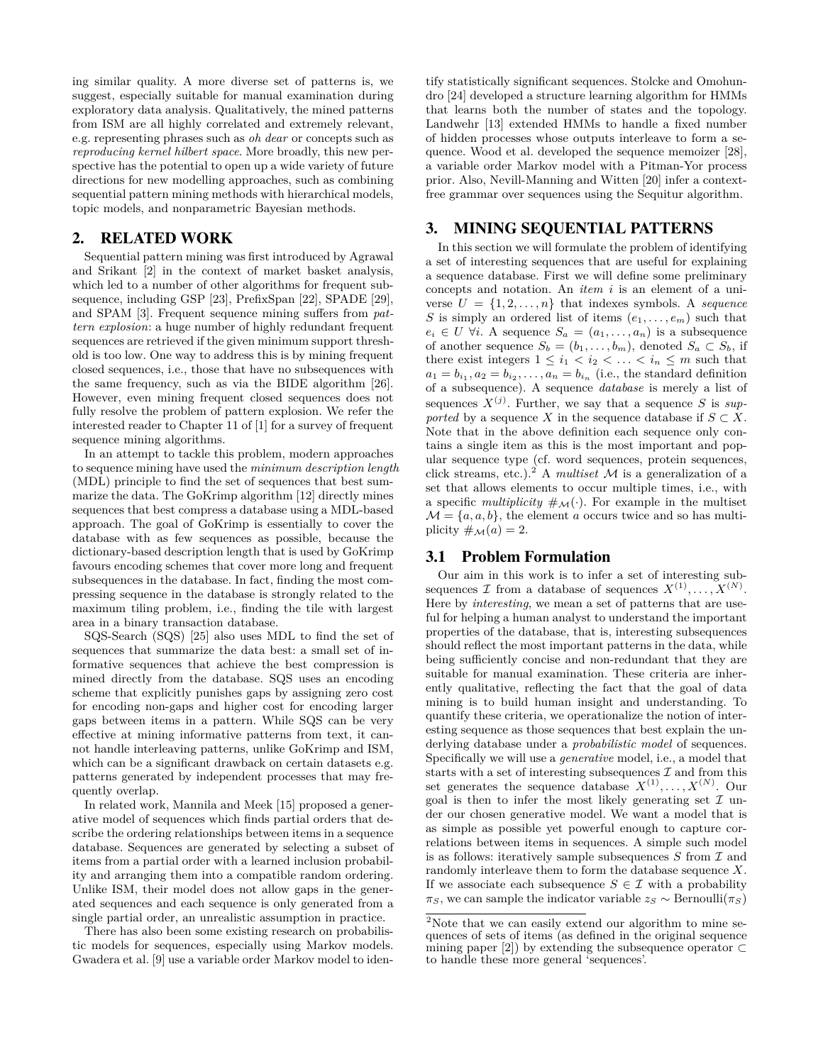ing similar quality. A more diverse set of patterns is, we suggest, especially suitable for manual examination during exploratory data analysis. Qualitatively, the mined patterns from ISM are all highly correlated and extremely relevant, e.g. representing phrases such as *oh dear* or concepts such as *reproducing kernel hilbert space*. More broadly, this new perspective has the potential to open up a wide variety of future directions for new modelling approaches, such as combining sequential pattern mining methods with hierarchical models, topic models, and nonparametric Bayesian methods.

## 2. RELATED WORK

Sequential pattern mining was first introduced by Agrawal and Srikant [2] in the context of market basket analysis, which led to a number of other algorithms for frequent subsequence, including GSP [23], PrefixSpan [22], SPADE [29], and SPAM [3]. Frequent sequence mining suffers from *pattern explosion*: a huge number of highly redundant frequent sequences are retrieved if the given minimum support threshold is too low. One way to address this is by mining frequent closed sequences, i.e., those that have no subsequences with the same frequency, such as via the BIDE algorithm [26]. However, even mining frequent closed sequences does not fully resolve the problem of pattern explosion. We refer the interested reader to Chapter 11 of [1] for a survey of frequent sequence mining algorithms.

In an attempt to tackle this problem, modern approaches to sequence mining have used the *minimum description length* (MDL) principle to find the set of sequences that best summarize the data. The GoKrimp algorithm [12] directly mines sequences that best compress a database using a MDL-based approach. The goal of GoKrimp is essentially to cover the database with as few sequences as possible, because the dictionary-based description length that is used by GoKrimp favours encoding schemes that cover more long and frequent subsequences in the database. In fact, finding the most compressing sequence in the database is strongly related to the maximum tiling problem, i.e., finding the tile with largest area in a binary transaction database.

SQS-Search (SQS) [25] also uses MDL to find the set of sequences that summarize the data best: a small set of informative sequences that achieve the best compression is mined directly from the database. SQS uses an encoding scheme that explicitly punishes gaps by assigning zero cost for encoding non-gaps and higher cost for encoding larger gaps between items in a pattern. While SQS can be very effective at mining informative patterns from text, it cannot handle interleaving patterns, unlike GoKrimp and ISM, which can be a significant drawback on certain datasets e.g. patterns generated by independent processes that may frequently overlap.

In related work, Mannila and Meek [15] proposed a generative model of sequences which finds partial orders that describe the ordering relationships between items in a sequence database. Sequences are generated by selecting a subset of items from a partial order with a learned inclusion probability and arranging them into a compatible random ordering. Unlike ISM, their model does not allow gaps in the generated sequences and each sequence is only generated from a single partial order, an unrealistic assumption in practice.

There has also been some existing research on probabilistic models for sequences, especially using Markov models. Gwadera et al. [9] use a variable order Markov model to identify statistically significant sequences. Stolcke and Omohundro [24] developed a structure learning algorithm for HMMs that learns both the number of states and the topology. Landwehr [13] extended HMMs to handle a fixed number of hidden processes whose outputs interleave to form a sequence. Wood et al. developed the sequence memoizer [28], a variable order Markov model with a Pitman-Yor process prior. Also, Nevill-Manning and Witten [20] infer a context-free grammar over sequences using the Sequitur algorithm.

## 3. MINING SEQUENTIAL PATTERNS

In this section we will formulate the problem of identifying a set of interesting sequences that are useful for explaining a sequence database. First we will define some preliminary concepts and notation. An *item* $i$ is an element of a universe $U = \{1, 2, \ldots, n\}$ that indexes symbols. A *sequence* $S$ is simply an ordered list of items $(e_1, \ldots, e_m)$ such that $e_i \in U \; \forall i$. A sequence $S_a = (a_1, \ldots, a_n)$ is a subsequence of another sequence $S_b = (b_1, \ldots, b_m)$, denoted $S_a \subset S_b$, if there exist integers $1 \leq i_1 < i_2 < \ldots < i_n \leq m$ such that $a_1 = b_{i_1}, a_2 = b_{i_2}, \ldots, a_n = b_{i_n}$ (i.e., the standard definition of a subsequence). A sequence *database* is merely a list of sequences $X^{(j)}$. Further, we say that a sequence $S$ is *supported* by a sequence $X$ in the sequence database if $S \subset X$. Note that in the above definition each sequence only contains a single item as this is the most important and popular sequence type (cf. word sequences, protein sequences, click streams, etc.).[2] A *multiset* $\mathcal{M}$ is a generalization of a set that allows elements to occur multiple times, i.e., with a specific *multiplicity* $\#_{\mathcal{M}}(\cdot)$. For example in the multiset $\mathcal{M} = \{a, a, b\}$, the element $a$ occurs twice and so has multiplicity $\#_{\mathcal{M}}(a) = 2$.

### 3.1 Problem Formulation

Our aim in this work is to infer a set of interesting subsequences $\mathcal{I}$ from a database of sequences $X^{(1)}, \ldots, X^{(N)}$. Here by *interesting*, we mean a set of patterns that are useful for helping a human analyst to understand the important properties of the database, that is, interesting subsequences should reflect the most important patterns in the data, while being sufficiently concise and non-redundant that they are suitable for manual examination. These criteria are inherently qualitative, reflecting the fact that the goal of data mining is to build human insight and understanding. To quantify these criteria, we operationalize the notion of interesting sequence as those sequences that best explain the underlying database under a *probabilistic model* of sequences. Specifically we will use a *generative* model, i.e., a model that starts with a set of interesting subsequences $\mathcal{I}$ and from this set generates the sequence database $X^{(1)}, \ldots, X^{(N)}$. Our goal is then to infer the most likely generating set $\mathcal{I}$ under our chosen generative model. We want a model that is as simple as possible yet powerful enough to capture correlations between items in sequences. A simple such model is as follows: iteratively sample subsequences $S$ from $\mathcal{I}$ and randomly interleave them to form the database sequence $X$. If we associate each subsequence $S \in \mathcal{I}$ with a probability $\pi_S$, we can sample the indicator variable $z_S \sim \text{Bernoulli}(\pi_S)$

[2] Note that we can easily extend our algorithm to mine sequences of sets of items (as defined in the original sequence mining paper [2]) by extending the subsequence operator $\subset$ to handle these more general 'sequences'.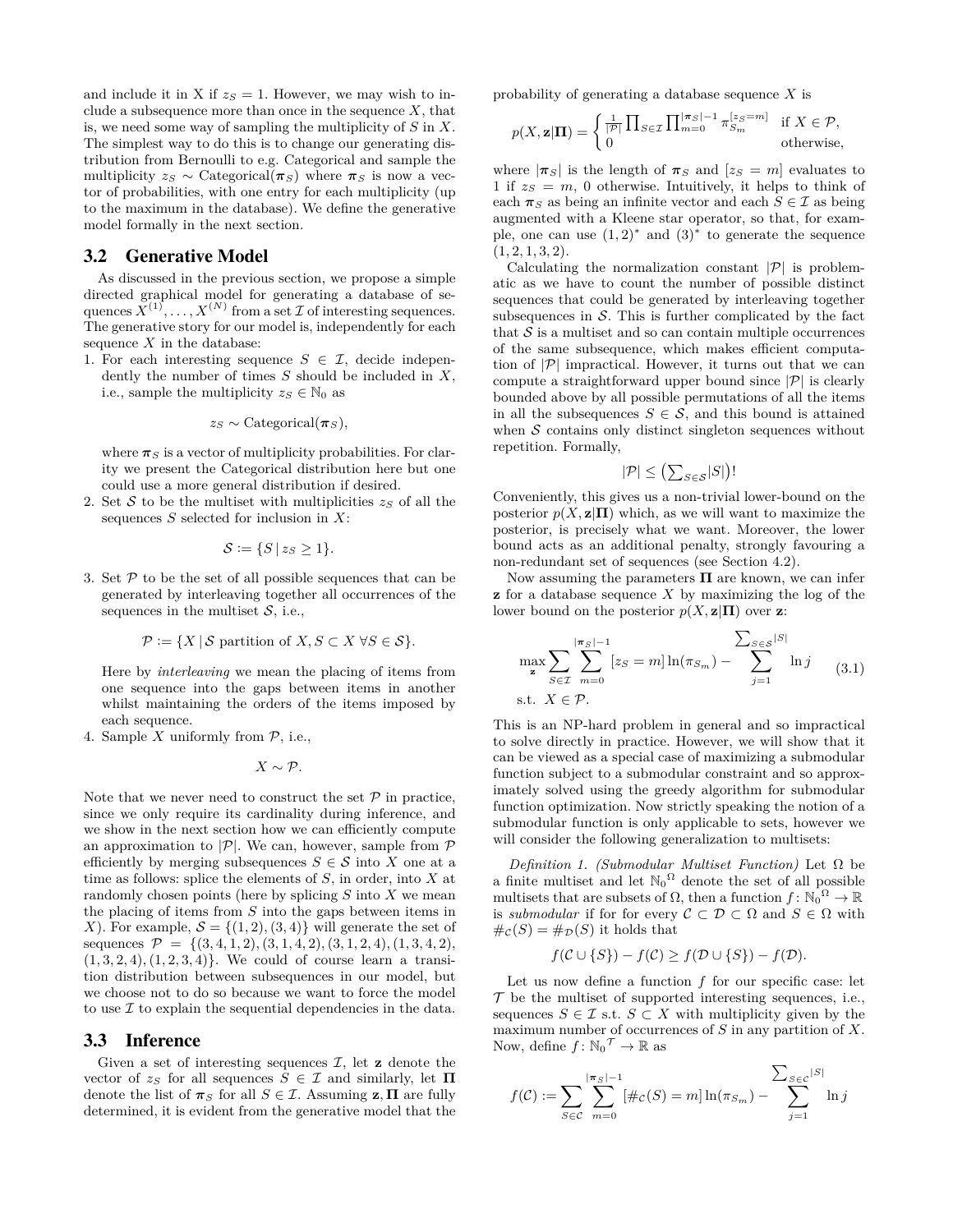and include it in X if $z_S = 1$. However, we may wish to include a subsequence more than once in the sequence $X$, that is, we need some way of sampling the multiplicity of $S$ in $X$. The simplest way to do this is to change our generating distribution from Bernoulli to e.g. Categorical and sample the multiplicity $z_S \sim \text{Categorical}(\boldsymbol{\pi}_S)$ where $\boldsymbol{\pi}_S$ is now a vector of probabilities, with one entry for each multiplicity (up to the maximum in the database). We define the generative model formally in the next section.

## 3.2 Generative Model

As discussed in the previous section, we propose a simple directed graphical model for generating a database of sequences $X^{(1)}, \ldots, X^{(N)}$ from a set $\mathcal{I}$ of interesting sequences. The generative story for our model is, independently for each sequence $X$ in the database:

1. For each interesting sequence $S \in \mathcal{I}$, decide independently the number of times $S$ should be included in $X$, i.e., sample the multiplicity $z_S \in \mathbb{N}_0$ as

$$z_S \sim \text{Categorical}(\boldsymbol{\pi}_S),$$

   where $\boldsymbol{\pi}_S$ is a vector of multiplicity probabilities. For clarity we present the Categorical distribution here but one could use a more general distribution if desired.

2. Set $\mathcal{S}$ to be the multiset with multiplicities $z_S$ of all the sequences $S$ selected for inclusion in $X$:

$$\mathcal{S} := \{S \,|\, z_S \geq 1\}.$$

3. Set $\mathcal{P}$ to be the set of all possible sequences that can be generated by interleaving together all occurrences of the sequences in the multiset $\mathcal{S}$, i.e.,

$$\mathcal{P} := \{X \,|\, \mathcal{S} \text{ partition of } X, S \subset X \; \forall S \in \mathcal{S}\}.$$

   Here by *interleaving* we mean the placing of items from one sequence into the gaps between items in another whilst maintaining the orders of the items imposed by each sequence.

4. Sample $X$ uniformly from $\mathcal{P}$, i.e.,

$$X \sim \mathcal{P}.$$

Note that we never need to construct the set $\mathcal{P}$ in practice, since we only require its cardinality during inference, and we show in the next section how we can efficiently compute an approximation to $|\mathcal{P}|$. We can, however, sample from $\mathcal{P}$ efficiently by merging subsequences $S \in \mathcal{S}$ into $X$ one at a time as follows: splice the elements of $S$, in order, into $X$ at randomly chosen points (here by splicing $S$ into $X$ we mean the placing of items from $S$ into the gaps between items in $X$). For example, $\mathcal{S} = \{(1,2),(3,4)\}$ will generate the set of sequences $\mathcal{P} = \{(3,4,1,2),(3,1,4,2),(3,1,2,4),(1,3,4,2),$ $(1,3,2,4),(1,2,3,4)\}$. We could of course learn a transition distribution between subsequences in our model, but we choose not to do so because we want to force the model to use $\mathcal{I}$ to explain the sequential dependencies in the data.

## 3.3 Inference

Given a set of interesting sequences $\mathcal{I}$, let $\mathbf{z}$ denote the vector of $z_S$ for all sequences $S \in \mathcal{I}$ and similarly, let $\boldsymbol{\Pi}$ denote the list of $\boldsymbol{\pi}_S$ for all $S \in \mathcal{I}$. Assuming $\mathbf{z}, \boldsymbol{\Pi}$ are fully determined, it is evident from the generative model that the probability of generating a database sequence $X$ is

$$p(X, \mathbf{z}|\boldsymbol{\Pi}) = \begin{cases} \frac{1}{|\mathcal{P}|} \prod_{S \in \mathcal{I}} \prod_{m=0}^{|\boldsymbol{\pi}_S|-1} \pi_{S_m}^{[z_S = m]} & \text{if } X \in \mathcal{P}, \\ 0 & \text{otherwise,} \end{cases}$$

where $|\boldsymbol{\pi}_S|$ is the length of $\boldsymbol{\pi}_S$ and $[z_S = m]$ evaluates to 1 if $z_S = m$, 0 otherwise. Intuitively, it helps to think of each $\boldsymbol{\pi}_S$ as being an infinite vector and each $S \in \mathcal{I}$ as being augmented with a Kleene star operator, so that, for example, one can use $(1,2)^*$ and $(3)^*$ to generate the sequence $(1,2,1,3,2)$.

Calculating the normalization constant $|\mathcal{P}|$ is problematic as we have to count the number of possible distinct sequences that could be generated by interleaving together subsequences in $\mathcal{S}$. This is further complicated by the fact that $\mathcal{S}$ is a multiset and so can contain multiple occurrences of the same subsequence, which makes efficient computation of $|\mathcal{P}|$ impractical. However, it turns out that we can compute a straightforward upper bound since $|\mathcal{P}|$ is clearly bounded above by all possible permutations of all the items in all the subsequences $S \in \mathcal{S}$, and this bound is attained when $\mathcal{S}$ contains only distinct singleton sequences without repetition. Formally,

$$|\mathcal{P}| \leq \left(\textstyle\sum_{S \in \mathcal{S}} |S|\right)!$$

Conveniently, this gives us a non-trivial lower-bound on the posterior $p(X, \mathbf{z}|\boldsymbol{\Pi})$ which, as we will want to maximize the posterior, is precisely what we want. Moreover, the lower bound acts as an additional penalty, strongly favouring a non-redundant set of sequences (see Section 4.2).

Now assuming the parameters $\boldsymbol{\Pi}$ are known, we can infer $\mathbf{z}$ for a database sequence $X$ by maximizing the log of the lower bound on the posterior $p(X, \mathbf{z}|\boldsymbol{\Pi})$ over $\mathbf{z}$:

$$\begin{aligned} \max_{\mathbf{z}} \; & \sum_{S \in \mathcal{I}} \sum_{m=0}^{|\boldsymbol{\pi}_S|-1} [z_S = m] \ln(\pi_{S_m}) - \sum_{j=1}^{\sum_{S \in \mathcal{S}} |S|} \ln j \\ \text{s.t.} \; & X \in \mathcal{P}. \end{aligned} \tag{3.1}$$

This is an NP-hard problem in general and so impractical to solve directly in practice. However, we will show that it can be viewed as a special case of maximizing a submodular function subject to a submodular constraint and so approximately solved using the greedy algorithm for submodular function optimization. Now strictly speaking the notion of a submodular function is only applicable to sets, however we will consider the following generalization to multisets:

*Definition 1. (Submodular Multiset Function)* Let $\Omega$ be a finite multiset and let $\mathbb{N}_0^{\,\Omega}$ denote the set of all possible multisets that are subsets of $\Omega$, then a function $f \colon \mathbb{N}_0^{\,\Omega} \to \mathbb{R}$ is *submodular* if for for every $\mathcal{C} \subset \mathcal{D} \subset \Omega$ and $S \in \Omega$ with $\#_{\mathcal{C}}(S) = \#_{\mathcal{D}}(S)$ it holds that

$$f(\mathcal{C} \cup \{S\}) - f(\mathcal{C}) \geq f(\mathcal{D} \cup \{S\}) - f(\mathcal{D}).$$

Let us now define a function $f$ for our specific case: let $\mathcal{T}$ be the multiset of supported interesting sequences, i.e., sequences $S \in \mathcal{I}$ s.t. $S \subset X$ with multiplicity given by the maximum number of occurrences of $S$ in any partition of $X$. Now, define $f \colon \mathbb{N}_0^{\,\mathcal{T}} \to \mathbb{R}$ as

$$f(\mathcal{C}) := \sum_{S \in \mathcal{C}} \sum_{m=0}^{|\boldsymbol{\pi}_S|-1} [\#_{\mathcal{C}}(S) = m] \ln(\pi_{S_m}) - \sum_{j=1}^{\sum_{S \in \mathcal{C}} |S|} \ln j$$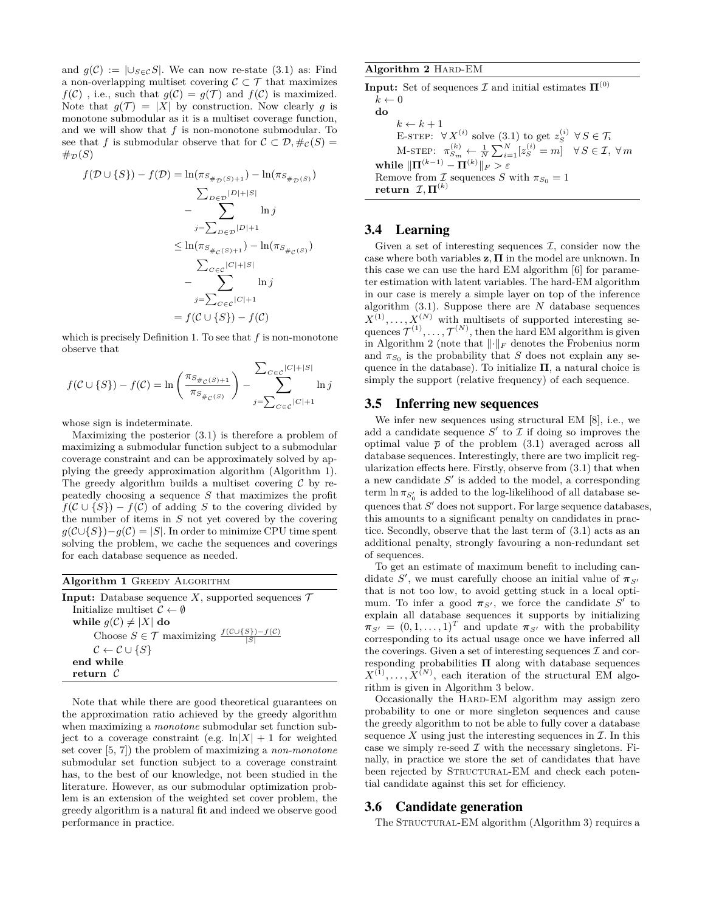and $g(\mathcal{C}) := |\cup_{S\in\mathcal{C}} S|$. We can now re-state (3.1) as: Find a non-overlapping multiset covering $\mathcal{C} \subset \mathcal{T}$ that maximizes $f(\mathcal{C})$ , i.e., such that $g(\mathcal{C}) = g(\mathcal{T})$ and $f(\mathcal{C})$ is maximized. Note that $g(\mathcal{T}) = |X|$ by construction. Now clearly $g$ is monotone submodular as it is a multiset coverage function, and we will show that $f$ is non-monotone submodular. To see that $f$ is submodular observe that for $\mathcal{C} \subset \mathcal{D}, \#_{\mathcal{C}}(S) = \#_{\mathcal{D}}(S)$

$$
\begin{aligned}
f(\mathcal{D}\cup\{S\}) - f(\mathcal{D}) &= \ln(\pi_{S_{\#_{\mathcal{D}}(S)+1}}) - \ln(\pi_{S_{\#_{\mathcal{D}}(S)}}) \\
&\quad - \sum_{j=\sum_{D\in\mathcal{D}}|D|+1}^{\sum_{D\in\mathcal{D}}|D|+|S|} \ln j \\
&\le \ln(\pi_{S_{\#_{\mathcal{C}}(S)+1}}) - \ln(\pi_{S_{\#_{\mathcal{C}}(S)}}) \\
&\quad - \sum_{j=\sum_{C\in\mathcal{C}}|C|+1}^{\sum_{C\in\mathcal{C}}|C|+|S|} \ln j \\
&= f(\mathcal{C}\cup\{S\}) - f(\mathcal{C})
\end{aligned}
$$

which is precisely Definition 1. To see that $f$ is non-monotone observe that

$$
f(\mathcal{C}\cup\{S\}) - f(\mathcal{C}) = \ln\left(\frac{\pi_{S_{\#_{\mathcal{C}}(S)+1}}}{\pi_{S_{\#_{\mathcal{C}}(S)}}}\right) - \sum_{j=\sum_{C\in\mathcal{C}}|C|+1}^{\sum_{C\in\mathcal{C}}|C|+|S|} \ln j
$$

whose sign is indeterminate.

Maximizing the posterior (3.1) is therefore a problem of maximizing a submodular function subject to a submodular coverage constraint and can be approximately solved by applying the greedy approximation algorithm (Algorithm 1). The greedy algorithm builds a multiset covering $\mathcal{C}$ by repeatedly choosing a sequence $S$ that maximizes the profit $f(\mathcal{C}\cup\{S\}) - f(\mathcal{C})$ of adding $S$ to the covering divided by the number of items in $S$ not yet covered by the covering $g(\mathcal{C}\cup\{S\}) - g(\mathcal{C}) = |S|$. In order to minimize CPU time spent solving the problem, we cache the sequences and coverings for each database sequence as needed.

**Algorithm 1** Greedy Algorithm

```
Input: Database sequence X, supported sequences T
  Initialize multiset C ← ∅
  while g(C) ≠ |X| do
      Choose S ∈ T maximizing (f(C∪{S}) − f(C)) / |S|
      C ← C ∪ {S}
  end while
  return C
```

Note that while there are good theoretical guarantees on the approximation ratio achieved by the greedy algorithm when maximizing a *monotone* submodular set function subject to a coverage constraint (e.g. $\ln|X| + 1$ for weighted set cover [5, 7]) the problem of maximizing a *non-monotone* submodular set function subject to a coverage constraint has, to the best of our knowledge, not been studied in the literature. However, as our submodular optimization problem is an extension of the weighted set cover problem, the greedy algorithm is a natural fit and indeed we observe good performance in practice.

**Algorithm 2** Hard-EM

```
Input: Set of sequences I and initial estimates Π^(0)
  k ← 0
  do
      k ← k + 1
      E-step: ∀ X^(i) solve (3.1) to get z_S^(i)  ∀ S ∈ T_i
      M-step: π_{S_m}^(k) ← (1/N) Σ_{i=1}^N [z_S^(i) = m]   ∀ S ∈ I, ∀ m
  while ‖Π^(k−1) − Π^(k)‖_F > ε
  Remove from I sequences S with π_{S_0} = 1
  return I, Π^(k)
```

## 3.4 Learning

Given a set of interesting sequences $\mathcal{I}$, consider now the case where both variables $\mathbf{z}, \mathbf{\Pi}$ in the model are unknown. In this case we can use the hard EM algorithm [6] for parameter estimation with latent variables. The hard-EM algorithm in our case is merely a simple layer on top of the inference algorithm (3.1). Suppose there are $N$ database sequences $X^{(1)}, \ldots, X^{(N)}$ with multisets of supported interesting sequences $\mathcal{T}^{(1)}, \ldots, \mathcal{T}^{(N)}$, then the hard EM algorithm is given in Algorithm 2 (note that $\|\cdot\|_F$ denotes the Frobenius norm and $\pi_{S_0}$ is the probability that $S$ does not explain any sequence in the database). To initialize $\mathbf{\Pi}$, a natural choice is simply the support (relative frequency) of each sequence.

## 3.5 Inferring new sequences

We infer new sequences using structural EM [8], i.e., we add a candidate sequence $S'$ to $\mathcal{I}$ if doing so improves the optimal value $\overline{p}$ of the problem (3.1) averaged across all database sequences. Interestingly, there are two implicit regularization effects here. Firstly, observe from (3.1) that when a new candidate $S'$ is added to the model, a corresponding term $\ln \pi_{S'_0}$ is added to the log-likelihood of all database sequences that $S'$ does not support. For large sequence databases, this amounts to a significant penalty on candidates in practice. Secondly, observe that the last term of (3.1) acts as an additional penalty, strongly favouring a non-redundant set of sequences.

To get an estimate of maximum benefit to including candidate $S'$, we must carefully choose an initial value of $\boldsymbol{\pi}_{S'}$ that is not too low, to avoid getting stuck in a local optimum. To infer a good $\boldsymbol{\pi}_{S'}$, we force the candidate $S'$ to explain all database sequences it supports by initializing $\boldsymbol{\pi}_{S'} = (0, 1, \ldots, 1)^T$ and update $\boldsymbol{\pi}_{S'}$ with the probability corresponding to its actual usage once we have inferred all the coverings. Given a set of interesting sequences $\mathcal{I}$ and corresponding probabilities $\mathbf{\Pi}$ along with database sequences $X^{(1)}, \ldots, X^{(N)}$, each iteration of the structural EM algorithm is given in Algorithm 3 below.

Occasionally the Hard-EM algorithm may assign zero probability to one or more singleton sequences and cause the greedy algorithm to not be able to fully cover a database sequence $X$ using just the interesting sequences in $\mathcal{I}$. In this case we simply re-seed $\mathcal{I}$ with the necessary singletons. Finally, in practice we store the set of candidates that have been rejected by Structural-EM and check each potential candidate against this set for efficiency.

## 3.6 Candidate generation

The Structural-EM algorithm (Algorithm 3) requires a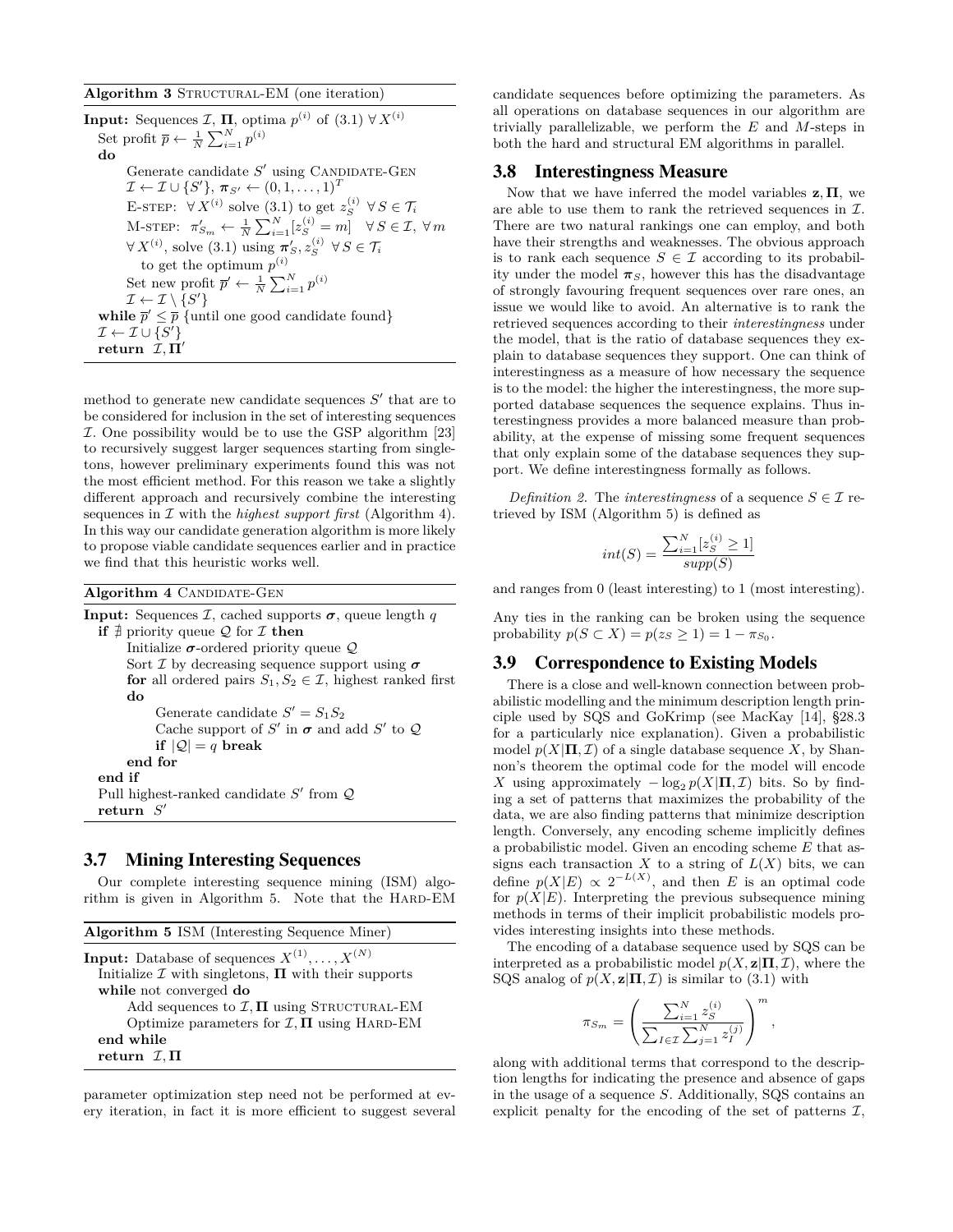**Algorithm 3** STRUCTURAL-EM (one iteration)

```
Input: Sequences I, Π, optima p^(i) of (3.1) ∀ X^(i)
  Set profit p̄ ← (1/N) Σ_{i=1}^N p^(i)
  do
      Generate candidate S' using CANDIDATE-GEN
      I ← I ∪ {S'}, π_{S'} ← (0, 1, ..., 1)^T
      E-STEP: ∀ X^(i) solve (3.1) to get z_S^(i) ∀ S ∈ T_i
      M-STEP: π'_{S_m} ← (1/N) Σ_{i=1}^N [z_S^(i) = m]   ∀ S ∈ I, ∀ m
      ∀ X^(i), solve (3.1) using π'_S, z_S^(i) ∀ S ∈ T_i
        to get the optimum p^(i)
      Set new profit p̄' ← (1/N) Σ_{i=1}^N p^(i)
      I ← I \ {S'}
  while p̄' ≤ p̄ {until one good candidate found}
  I ← I ∪ {S'}
  return I, Π'
```

method to generate new candidate sequences $S'$ that are to be considered for inclusion in the set of interesting sequences $\mathcal{I}$. One possibility would be to use the GSP algorithm [23] to recursively suggest larger sequences starting from singletons, however preliminary experiments found this was not the most efficient method. For this reason we take a slightly different approach and recursively combine the interesting sequences in $\mathcal{I}$ with the *highest support first* (Algorithm 4). In this way our candidate generation algorithm is more likely to propose viable candidate sequences earlier and in practice we find that this heuristic works well.

**Algorithm 4** CANDIDATE-GEN

```
Input: Sequences I, cached supports σ, queue length q
  if ∄ priority queue Q for I then
      Initialize σ-ordered priority queue Q
      Sort I by decreasing sequence support using σ
      for all ordered pairs S_1, S_2 ∈ I, highest ranked first
      do
          Generate candidate S' = S_1 S_2
          Cache support of S' in σ and add S' to Q
          if |Q| = q break
      end for
  end if
  Pull highest-ranked candidate S' from Q
  return S'
```

## 3.7 Mining Interesting Sequences

Our complete interesting sequence mining (ISM) algorithm is given in Algorithm 5. Note that the HARD-EM parameter optimization step need not be performed at every iteration, in fact it is more efficient to suggest several candidate sequences before optimizing the parameters. As all operations on database sequences in our algorithm are trivially parallelizable, we perform the *E* and *M*-steps in both the hard and structural EM algorithms in parallel.

**Algorithm 5** ISM (Interesting Sequence Miner)

```
Input: Database of sequences X^(1), ..., X^(N)
  Initialize I with singletons, Π with their supports
  while not converged do
      Add sequences to I, Π using STRUCTURAL-EM
      Optimize parameters for I, Π using HARD-EM
  end while
  return I, Π
```

## 3.8 Interestingness Measure

Now that we have inferred the model variables $\mathbf{z}, \mathbf{\Pi}$, we are able to use them to rank the retrieved sequences in $\mathcal{I}$. There are two natural rankings one can employ, and both have their strengths and weaknesses. The obvious approach is to rank each sequence $S \in \mathcal{I}$ according to its probability under the model $\boldsymbol{\pi}_S$, however this has the disadvantage of strongly favouring frequent sequences over rare ones, an issue we would like to avoid. An alternative is to rank the retrieved sequences according to their *interestingness* under the model, that is the ratio of database sequences they explain to database sequences they support. One can think of interestingness as a measure of how necessary the sequence is to the model: the higher the interestingness, the more supported database sequences the sequence explains. Thus interestingness provides a more balanced measure than probability, at the expense of missing some frequent sequences that only explain some of the database sequences they support. We define interestingness formally as follows.

*Definition 2.* The *interestingness* of a sequence $S \in \mathcal{I}$ retrieved by ISM (Algorithm 5) is defined as

$$int(S) = \frac{\sum_{i=1}^{N} [z_S^{(i)} \geq 1]}{supp(S)}$$

and ranges from 0 (least interesting) to 1 (most interesting).

Any ties in the ranking can be broken using the sequence probability $p(S \subset X) = p(z_S \geq 1) = 1 - \pi_{S_0}$.

## 3.9 Correspondence to Existing Models

There is a close and well-known connection between probabilistic modelling and the minimum description length principle used by SQS and GoKrimp (see MacKay [14], §28.3 for a particularly nice explanation). Given a probabilistic model $p(X|\mathbf{\Pi}, \mathcal{I})$ of a single database sequence $X$, by Shannon's theorem the optimal code for the model will encode $X$ using approximately $-\log_2 p(X|\mathbf{\Pi}, \mathcal{I})$ bits. So by finding a set of patterns that maximizes the probability of the data, we are also finding patterns that minimize description length. Conversely, any encoding scheme implicitly defines a probabilistic model. Given an encoding scheme $E$ that assigns each transaction $X$ to a string of $L(X)$ bits, we can define $p(X|E) \propto 2^{-L(X)}$, and then $E$ is an optimal code for $p(X|E)$. Interpreting the previous subsequence mining methods in terms of their implicit probabilistic models provides interesting insights into these methods.

The encoding of a database sequence used by SQS can be interpreted as a probabilistic model $p(X, \mathbf{z}|\mathbf{\Pi}, \mathcal{I})$, where the SQS analog of $p(X, \mathbf{z}|\mathbf{\Pi}, \mathcal{I})$ is similar to (3.1) with

$$\pi_{S_m} = \left( \frac{\sum_{i=1}^{N} z_S^{(i)}}{\sum_{I \in \mathcal{I}} \sum_{j=1}^{N} z_I^{(j)}} \right)^m,$$

along with additional terms that correspond to the description lengths for indicating the presence and absence of gaps in the usage of a sequence $S$. Additionally, SQS contains an explicit penalty for the encoding of the set of patterns $\mathcal{I}$,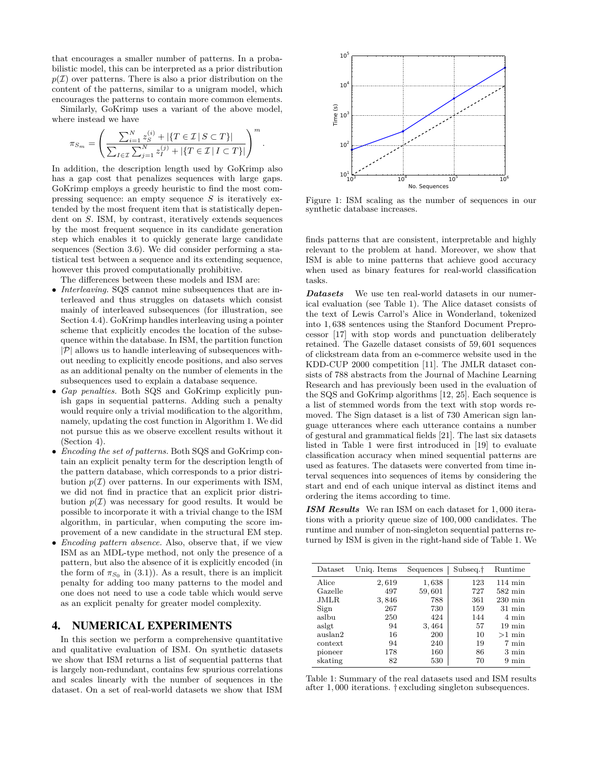that encourages a smaller number of patterns. In a probabilistic model, this can be interpreted as a prior distribution $p(\mathcal{I})$ over patterns. There is also a prior distribution on the content of the patterns, similar to a unigram model, which encourages the patterns to contain more common elements.

Similarly, GoKrimp uses a variant of the above model, where instead we have

$$\pi_{S_m} = \left( \frac{\sum_{i=1}^{N} z_S^{(i)} + |\{T \in \mathcal{I} \,|\, S \subset T\}|}{\sum_{I \in \mathcal{I}} \sum_{j=1}^{N} z_I^{(j)} + |\{T \in \mathcal{I} \,|\, I \subset T\}|} \right)^m .$$

In addition, the description length used by GoKrimp also has a gap cost that penalizes sequences with large gaps. GoKrimp employs a greedy heuristic to find the most compressing sequence: an empty sequence $S$ is iteratively extended by the most frequent item that is statistically dependent on $S$. ISM, by contrast, iteratively extends sequences by the most frequent sequence in its candidate generation step which enables it to quickly generate large candidate sequences (Section 3.6). We did consider performing a statistical test between a sequence and its extending sequence, however this proved computationally prohibitive.

The differences between these models and ISM are:

- *Interleaving.* SQS cannot mine subsequences that are interleaved and thus struggles on datasets which consist mainly of interleaved subsequences (for illustration, see Section 4.4). GoKrimp handles interleaving using a pointer scheme that explicitly encodes the location of the subsequence within the database. In ISM, the partition function $|\mathcal{P}|$ allows us to handle interleaving of subsequences without needing to explicitly encode positions, and also serves as an additional penalty on the number of elements in the subsequences used to explain a database sequence.
- *Gap penalties.* Both SQS and GoKrimp explicitly punish gaps in sequential patterns. Adding such a penalty would require only a trivial modification to the algorithm, namely, updating the cost function in Algorithm 1. We did not pursue this as we observe excellent results without it (Section 4).
- *Encoding the set of patterns.* Both SQS and GoKrimp contain an explicit penalty term for the description length of the pattern database, which corresponds to a prior distribution $p(\mathcal{I})$ over patterns. In our experiments with ISM, we did not find in practice that an explicit prior distribution $p(\mathcal{I})$ was necessary for good results. It would be possible to incorporate it with a trivial change to the ISM algorithm, in particular, when computing the score improvement of a new candidate in the structural EM step.
- *Encoding pattern absence.* Also, observe that, if we view ISM as an MDL-type method, not only the presence of a pattern, but also the absence of it is explicitly encoded (in the form of $\pi_{S_0}$ in (3.1)). As a result, there is an implicit penalty for adding too many patterns to the model and one does not need to use a code table which would serve as an explicit penalty for greater model complexity.

## 4. NUMERICAL EXPERIMENTS

In this section we perform a comprehensive quantitative and qualitative evaluation of ISM. On synthetic datasets we show that ISM returns a list of sequential patterns that is largely non-redundant, contains few spurious correlations and scales linearly with the number of sequences in the dataset. On a set of real-world datasets we show that ISM finds patterns that are consistent, interpretable and highly relevant to the problem at hand. Moreover, we show that ISM is able to mine patterns that achieve good accuracy when used as binary features for real-world classification tasks.

Figure 1: ISM scaling as the number of sequences in our synthetic database increases.

***Datasets*** We use ten real-world datasets in our numerical evaluation (see Table 1). The Alice dataset consists of the text of Lewis Carrol's Alice in Wonderland, tokenized into 1,638 sentences using the Stanford Document Preprocessor [17] with stop words and punctuation deliberately retained. The Gazelle dataset consists of 59,601 sequences of clickstream data from an e-commerce website used in the KDD-CUP 2000 competition [11]. The JMLR dataset consists of 788 abstracts from the Journal of Machine Learning Research and has previously been used in the evaluation of the SQS and GoKrimp algorithms [12, 25]. Each sequence is a list of stemmed words from the text with stop words removed. The Sign dataset is a list of 730 American sign language utterances where each utterance contains a number of gestural and grammatical fields [21]. The last six datasets listed in Table 1 were first introduced in [19] to evaluate classification accuracy when mined sequential patterns are used as features. The datasets were converted from time interval sequences into sequences of items by considering the start and end of each unique interval as distinct items and ordering the items according to time.

***ISM Results*** We ran ISM on each dataset for 1,000 iterations with a priority queue size of 100,000 candidates. The runtime and number of non-singleton sequential patterns returned by ISM is given in the right-hand side of Table 1. We

| Dataset | Uniq. Items | Sequences | Subseq.† | Runtime |
|---|---|---|---|---|
| Alice | 2,619 | 1,638 | 123 | 114 min |
| Gazelle | 497 | 59,601 | 727 | 582 min |
| JMLR | 3,846 | 788 | 361 | 230 min |
| Sign | 267 | 730 | 159 | 31 min |
| aslbu | 250 | 424 | 144 | 4 min |
| aslgt | 94 | 3,464 | 57 | 19 min |
| auslan2 | 16 | 200 | 10 | >1 min |
| context | 94 | 240 | 19 | 7 min |
| pioneer | 178 | 160 | 86 | 3 min |
| skating | 82 | 530 | 70 | 9 min |

Table 1: Summary of the real datasets used and ISM results after 1,000 iterations. † excluding singleton subsequences.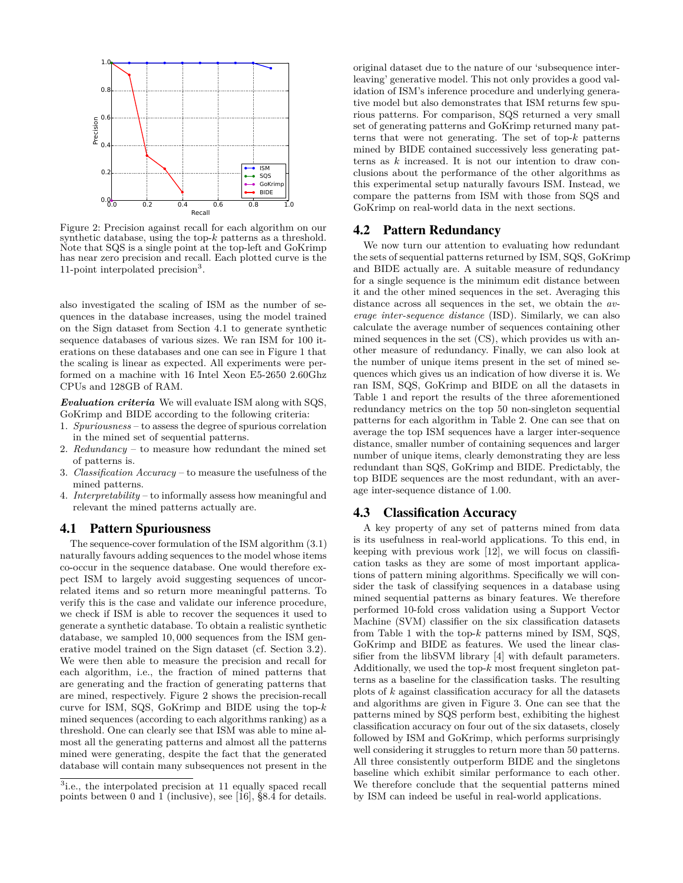Figure 2: Precision against recall for each algorithm on our synthetic database, using the top-$k$ patterns as a threshold. Note that SQS is a single point at the top-left and GoKrimp has near zero precision and recall. Each plotted curve is the 11-point interpolated precision[3].

also investigated the scaling of ISM as the number of sequences in the database increases, using the model trained on the Sign dataset from Section 4.1 to generate synthetic sequence databases of various sizes. We ran ISM for 100 iterations on these databases and one can see in Figure 1 that the scaling is linear as expected. All experiments were performed on a machine with 16 Intel Xeon E5-2650 2.60Ghz CPUs and 128GB of RAM.

***Evaluation criteria*** We will evaluate ISM along with SQS, GoKrimp and BIDE according to the following criteria:

1. *Spuriousness* – to assess the degree of spurious correlation in the mined set of sequential patterns.
2. *Redundancy* – to measure how redundant the mined set of patterns is.
3. *Classification Accuracy* – to measure the usefulness of the mined patterns.
4. *Interpretability* – to informally assess how meaningful and relevant the mined patterns actually are.

## 4.1 Pattern Spuriousness

The sequence-cover formulation of the ISM algorithm (3.1) naturally favours adding sequences to the model whose items co-occur in the sequence database. One would therefore expect ISM to largely avoid suggesting sequences of uncorrelated items and so return more meaningful patterns. To verify this is the case and validate our inference procedure, we check if ISM is able to recover the sequences it used to generate a synthetic database. To obtain a realistic synthetic database, we sampled 10,000 sequences from the ISM generative model trained on the Sign dataset (cf. Section 3.2). We were then able to measure the precision and recall for each algorithm, i.e., the fraction of mined patterns that are generating and the fraction of generating patterns that are mined, respectively. Figure 2 shows the precision-recall curve for ISM, SQS, GoKrimp and BIDE using the top-$k$ mined sequences (according to each algorithms ranking) as a threshold. One can clearly see that ISM was able to mine almost all the generating patterns and almost all the patterns mined were generating, despite the fact that the generated database will contain many subsequences not present in the original dataset due to the nature of our 'subsequence interleaving' generative model. This not only provides a good validation of ISM's inference procedure and underlying generative model but also demonstrates that ISM returns few spurious patterns. For comparison, SQS returned a very small set of generating patterns and GoKrimp returned many patterns that were not generating. The set of top-$k$ patterns mined by BIDE contained successively less generating patterns as $k$ increased. It is not our intention to draw conclusions about the performance of the other algorithms as this experimental setup naturally favours ISM. Instead, we compare the patterns from ISM with those from SQS and GoKrimp on real-world data in the next sections.

[3] i.e., the interpolated precision at 11 equally spaced recall points between 0 and 1 (inclusive), see [16], §8.4 for details.

## 4.2 Pattern Redundancy

We now turn our attention to evaluating how redundant the sets of sequential patterns returned by ISM, SQS, GoKrimp and BIDE actually are. A suitable measure of redundancy for a single sequence is the minimum edit distance between it and the other mined sequences in the set. Averaging this distance across all sequences in the set, we obtain the *average inter-sequence distance* (ISD). Similarly, we can also calculate the average number of sequences containing other mined sequences in the set (CS), which provides us with another measure of redundancy. Finally, we can also look at the number of unique items present in the set of mined sequences which gives us an indication of how diverse it is. We ran ISM, SQS, GoKrimp and BIDE on all the datasets in Table 1 and report the results of the three aforementioned redundancy metrics on the top 50 non-singleton sequential patterns for each algorithm in Table 2. One can see that on average the top ISM sequences have a larger inter-sequence distance, smaller number of containing sequences and larger number of unique items, clearly demonstrating they are less redundant than SQS, GoKrimp and BIDE. Predictably, the top BIDE sequences are the most redundant, with an average inter-sequence distance of 1.00.

## 4.3 Classification Accuracy

A key property of any set of patterns mined from data is its usefulness in real-world applications. To this end, in keeping with previous work [12], we will focus on classification tasks as they are some of most important applications of pattern mining algorithms. Specifically we will consider the task of classifying sequences in a database using mined sequential patterns as binary features. We therefore performed 10-fold cross validation using a Support Vector Machine (SVM) classifier on the six classification datasets from Table 1 with the top-$k$ patterns mined by ISM, SQS, GoKrimp and BIDE as features. We used the linear classifier from the libSVM library [4] with default parameters. Additionally, we used the top-$k$ most frequent singleton patterns as a baseline for the classification tasks. The resulting plots of $k$ against classification accuracy for all the datasets and algorithms are given in Figure 3. One can see that the patterns mined by SQS perform best, exhibiting the highest classification accuracy on four out of the six datasets, closely followed by ISM and GoKrimp, which performs surprisingly well considering it struggles to return more than 50 patterns. All three consistently outperform BIDE and the singletons baseline which exhibit similar performance to each other. We therefore conclude that the sequential patterns mined by ISM can indeed be useful in real-world applications.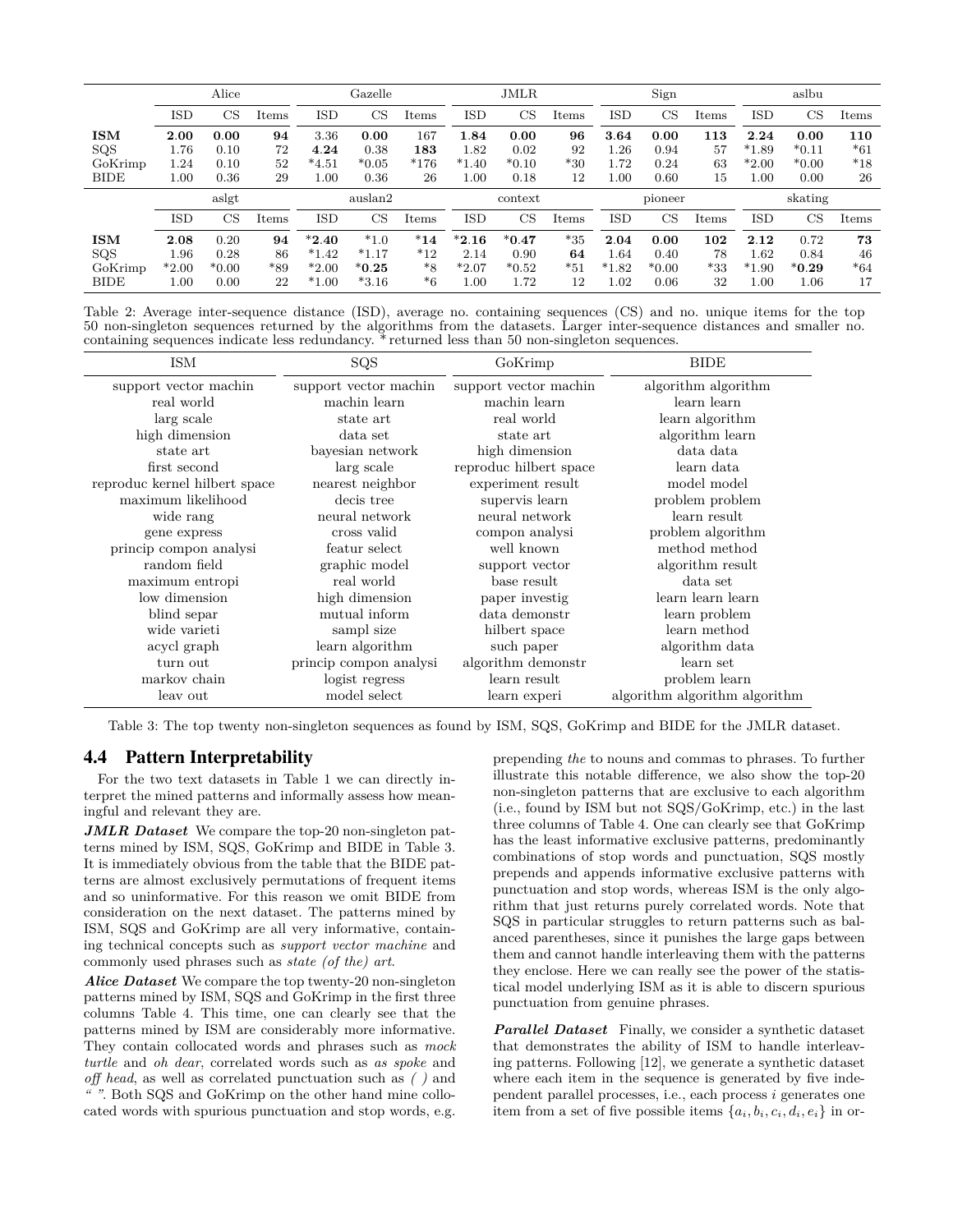| | Alice | | | Gazelle | | | JMLR | | | Sign | | | aslbu | | |
|---|---|---|---|---|---|---|---|---|---|---|---|---|---|---|---|
| | ISD | CS | Items | ISD | CS | Items | ISD | CS | Items | ISD | CS | Items | ISD | CS | Items |
| **ISM** | **2.00** | **0.00** | **94** | 3.36 | **0.00** | 167 | **1.84** | **0.00** | **96** | **3.64** | **0.00** | **113** | **2.24** | **0.00** | **110** |
| SQS | 1.76 | 0.10 | 72 | **4.24** | 0.38 | **183** | 1.82 | 0.02 | 92 | 1.26 | 0.94 | 57 | *1.89 | *0.11 | *61 |
| GoKrimp | 1.24 | 0.10 | 52 | *4.51 | *0.05 | *176 | *1.40 | *0.10 | *30 | 1.72 | 0.24 | 63 | *2.00 | *0.00 | *18 |
| BIDE | 1.00 | 0.36 | 29 | 1.00 | 0.36 | 26 | 1.00 | 0.18 | 12 | 1.00 | 0.60 | 15 | 1.00 | 0.00 | 26 |
| | aslgt | | | auslan2 | | | context | | | pioneer | | | skating | | |
| | ISD | CS | Items | ISD | CS | Items | ISD | CS | Items | ISD | CS | Items | ISD | CS | Items |
| **ISM** | **2.08** | 0.20 | **94** | ***2.40** | *1.0 | ***14** | ***2.16** | ***0.47** | *35 | **2.04** | **0.00** | **102** | **2.12** | 0.72 | **73** |
| SQS | 1.96 | 0.28 | 86 | *1.42 | *1.17 | *12 | 2.14 | 0.90 | **64** | 1.64 | 0.40 | 78 | 1.62 | 0.84 | 46 |
| GoKrimp | *2.00 | *0.00 | *89 | *2.00 | ***0.25** | *8 | *2.07 | *0.52 | *51 | *1.82 | *0.00 | *33 | *1.90 | ***0.29** | *64 |
| BIDE | 1.00 | 0.00 | 22 | *1.00 | *3.16 | *6 | 1.00 | 1.72 | 12 | 1.02 | 0.06 | 32 | 1.00 | 1.06 | 17 |

Table 2: Average inter-sequence distance (ISD), average no. containing sequences (CS) and no. unique items for the top 50 non-singleton sequences returned by the algorithms from the datasets. Larger inter-sequence distances and smaller no. containing sequences indicate less redundancy. * returned less than 50 non-singleton sequences.

| ISM | SQS | GoKrimp | BIDE |
|---|---|---|---|
| support vector machin | support vector machin | support vector machin | algorithm algorithm |
| real world | machin learn | machin learn | learn learn |
| larg scale | state art | real world | learn algorithm |
| high dimension | data set | state art | algorithm learn |
| state art | bayesian network | high dimension | data data |
| first second | larg scale | reproduc hilbert space | learn data |
| reproduc kernel hilbert space | nearest neighbor | experiment result | model model |
| maximum likelihood | decis tree | supervis learn | problem problem |
| wide rang | neural network | neural network | learn result |
| gene express | cross valid | compon analysi | problem algorithm |
| princip compon analysi | featur select | well known | method method |
| random field | graphic model | support vector | algorithm result |
| maximum entropi | real world | base result | data set |
| low dimension | high dimension | paper investig | learn learn learn |
| blind separ | mutual inform | data demonstr | learn problem |
| wide varieti | sampl size | hilbert space | learn method |
| acycl graph | learn algorithm | such paper | algorithm data |
| turn out | princip compon analysi | algorithm demonstr | learn set |
| markov chain | logist regress | learn result | problem learn |
| leav out | model select | learn experi | algorithm algorithm algorithm |

Table 3: The top twenty non-singleton sequences as found by ISM, SQS, GoKrimp and BIDE for the JMLR dataset.

## 4.4 Pattern Interpretability

For the two text datasets in Table 1 we can directly interpret the mined patterns and informally assess how meaningful and relevant they are.

***JMLR Dataset*** We compare the top-20 non-singleton patterns mined by ISM, SQS, GoKrimp and BIDE in Table 3. It is immediately obvious from the table that the BIDE patterns are almost exclusively permutations of frequent items and so uninformative. For this reason we omit BIDE from consideration on the next dataset. The patterns mined by ISM, SQS and GoKrimp are all very informative, containing technical concepts such as *support vector machine* and commonly used phrases such as *state (of the) art*.

***Alice Dataset*** We compare the top twenty-20 non-singleton patterns mined by ISM, SQS and GoKrimp in the first three columns Table 4. This time, one can clearly see that the patterns mined by ISM are considerably more informative. They contain collocated words and phrases such as *mock turtle* and *oh dear*, correlated words such as *as spoke* and *off head*, as well as correlated punctuation such as *( )* and *" "*. Both SQS and GoKrimp on the other hand mine collocated words with spurious punctuation and stop words, e.g. prepending *the* to nouns and commas to phrases. To further illustrate this notable difference, we also show the top-20 non-singleton patterns that are exclusive to each algorithm (i.e., found by ISM but not SQS/GoKrimp, etc.) in the last three columns of Table 4. One can clearly see that GoKrimp has the least informative exclusive patterns, predominantly combinations of stop words and punctuation, SQS mostly prepends and appends informative exclusive patterns with punctuation and stop words, whereas ISM is the only algorithm that just returns purely correlated words. Note that SQS in particular struggles to return patterns such as balanced parentheses, since it punishes the large gaps between them and cannot handle interleaving them with the patterns they enclose. Here we can really see the power of the statistical model underlying ISM as it is able to discern spurious punctuation from genuine phrases.

***Parallel Dataset*** Finally, we consider a synthetic dataset that demonstrates the ability of ISM to handle interleaving patterns. Following [12], we generate a synthetic dataset where each item in the sequence is generated by five independent parallel processes, i.e., each process $i$ generates one item from a set of five possible items $\{a_i, b_i, c_i, d_i, e_i\}$ in or-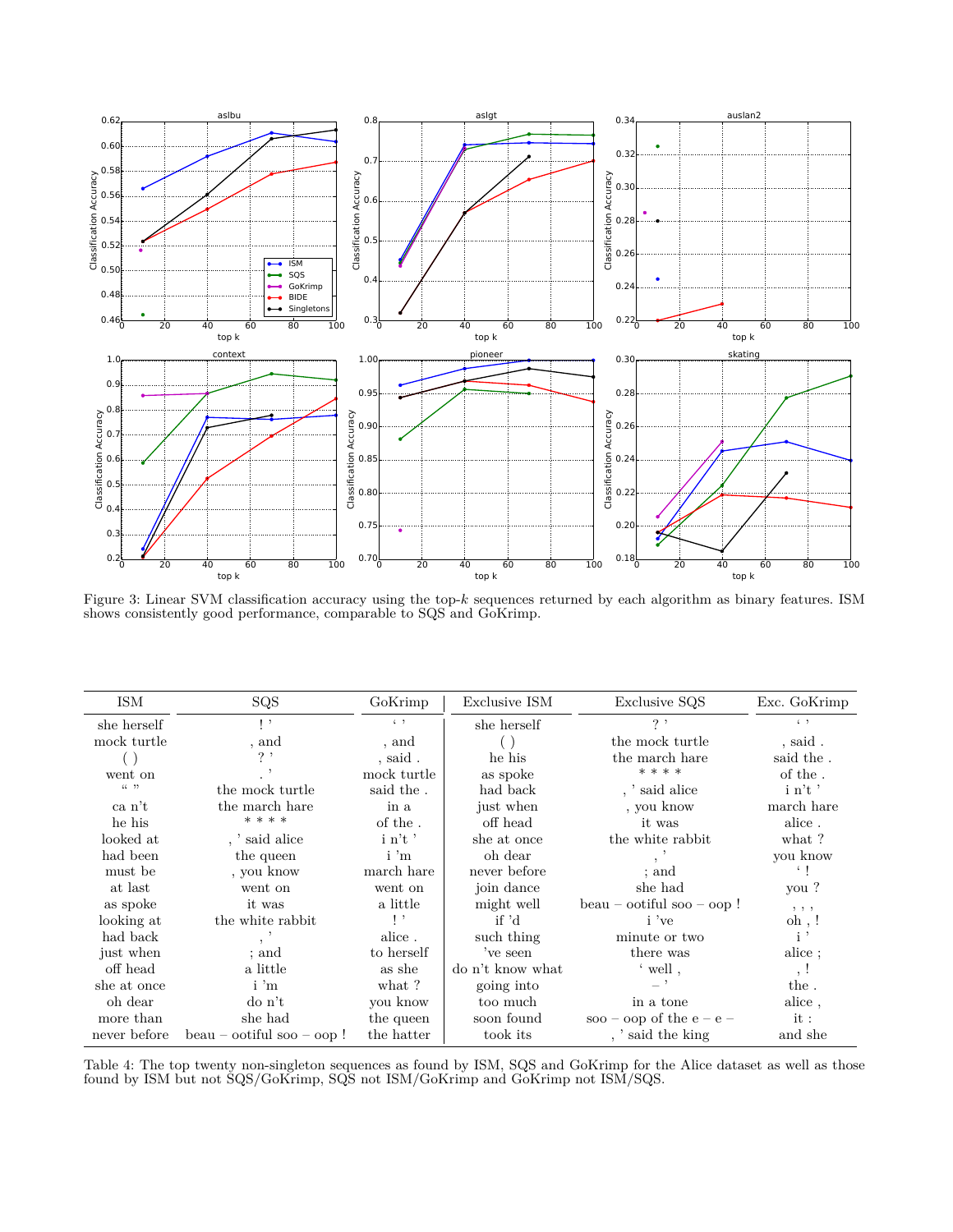Figure 3: Linear SVM classification accuracy using the top-$k$ sequences returned by each algorithm as binary features. ISM shows consistently good performance, comparable to SQS and GoKrimp.

| ISM | SQS | GoKrimp | Exclusive ISM | Exclusive SQS | Exc. GoKrimp |
|---|---|---|---|---|---|
| she herself | ! ' | ‘ ’ | she herself | ? ' | ‘ ’ |
| mock turtle | , and | , and | ( ) | the mock turtle | , said . |
| ( ) | ? ' | , said . | he his | the march hare | said the . |
| went on | . ' | mock turtle | as spoke | * * * * | of the . |
| “ ” | the mock turtle | said the . | had back | , ' said alice | i n't ' |
| ca n't | the march hare | in a | just when | , you know | march hare |
| he his | * * * * | of the . | off head | it was | alice . |
| looked at | , ' said alice | i n't ' | she at once | the white rabbit | what ? |
| had been | the queen | i 'm | oh dear | , ' | you know |
| must be | , you know | march hare | never before | ; and | ‘ ! |
| at last | went on | went on | join dance | she had | you ? |
| as spoke | it was | a little | might well | beau – ootiful soo – oop ! | , , , |
| looking at | the white rabbit | ! ' | if 'd | i 've | oh , ! |
| had back | , ' | alice . | such thing | minute or two | i ' |
| just when | ; and | to herself | 've seen | there was | alice ; |
| off head | a little | as she | do n't know what | ‘ well , | , ! |
| she at once | i 'm | what ? | going into | – ' | the . |
| oh dear | do n't | you know | too much | in a tone | alice , |
| more than | she had | the queen | soon found | soo – oop of the e – e – | it : |
| never before | beau – ootiful soo – oop ! | the hatter | took its | , ' said the king | and she |

Table 4: The top twenty non-singleton sequences as found by ISM, SQS and GoKrimp for the Alice dataset as well as those found by ISM but not SQS/GoKrimp, SQS not ISM/GoKrimp and GoKrimp not ISM/SQS.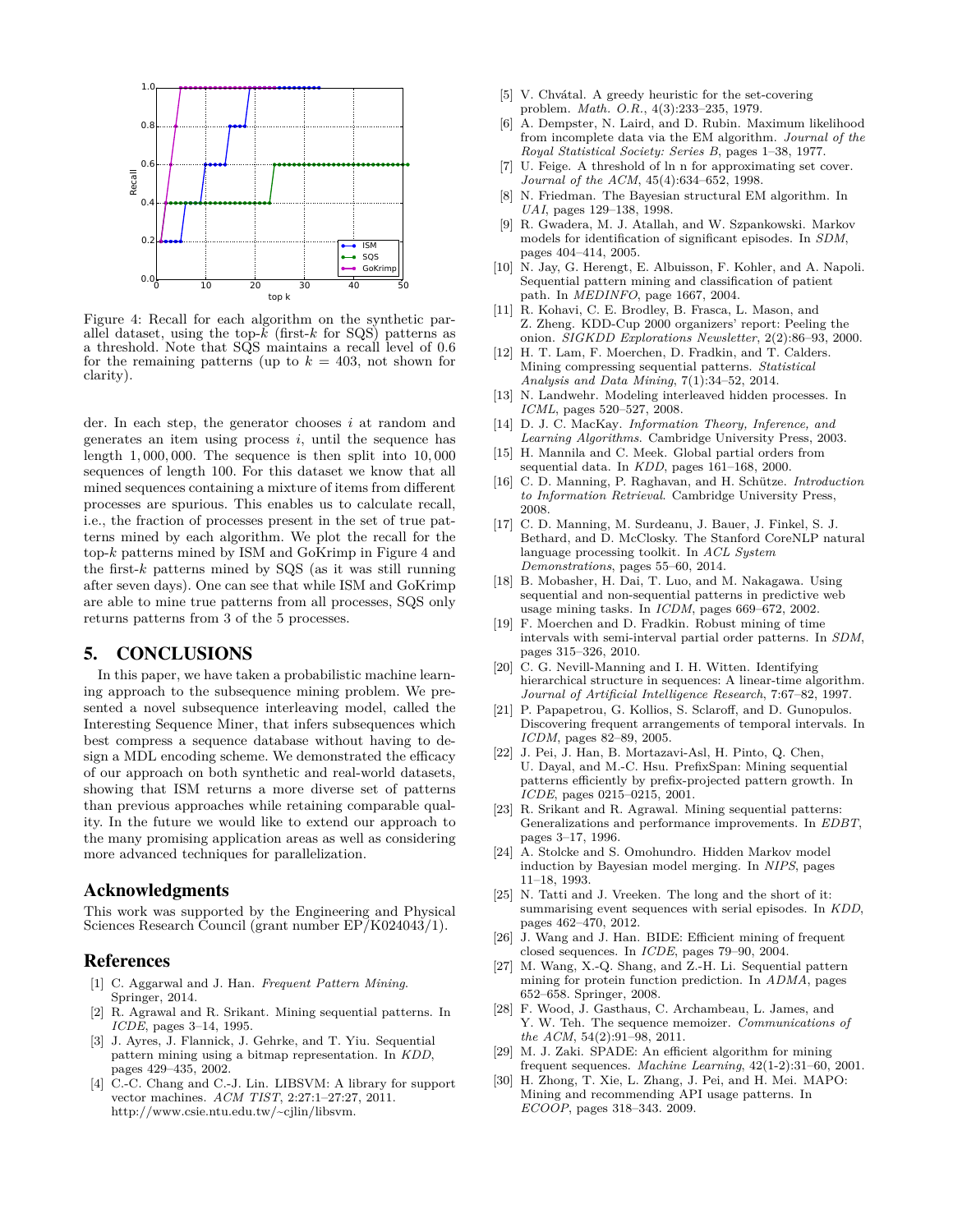1.0
0.8
0.6
0.4
0.2
0.0
Recall
0
10
20
30
40
50
top k
ISM
SQS
GoKrimp

Figure 4: Recall for each algorithm on the synthetic parallel dataset, using the top-$k$ (first-$k$ for SQS) patterns as a threshold. Note that SQS maintains a recall level of 0.6 for the remaining patterns (up to $k = 403$, not shown for clarity).

der. In each step, the generator chooses $i$ at random and generates an item using process $i$, until the sequence has length $1,000,000$. The sequence is then split into $10,000$ sequences of length 100. For this dataset we know that all mined sequences containing a mixture of items from different processes are spurious. This enables us to calculate recall, i.e., the fraction of processes present in the set of true patterns mined by each algorithm. We plot the recall for the top-$k$ patterns mined by ISM and GoKrimp in Figure 4 and the first-$k$ patterns mined by SQS (as it was still running after seven days). One can see that while ISM and GoKrimp are able to mine true patterns from all processes, SQS only returns patterns from 3 of the 5 processes.

## 5. CONCLUSIONS

In this paper, we have taken a probabilistic machine learning approach to the subsequence mining problem. We presented a novel subsequence interleaving model, called the Interesting Sequence Miner, that infers subsequences which best compress a sequence database without having to design a MDL encoding scheme. We demonstrated the efficacy of our approach on both synthetic and real-world datasets, showing that ISM returns a more diverse set of patterns than previous approaches while retaining comparable quality. In the future we would like to extend our approach to the many promising application areas as well as considering more advanced techniques for parallelization.

## Acknowledgments

This work was supported by the Engineering and Physical Sciences Research Council (grant number EP/K024043/1).

## References

[1] C. Aggarwal and J. Han. *Frequent Pattern Mining*. Springer, 2014.

[2] R. Agrawal and R. Srikant. Mining sequential patterns. In *ICDE*, pages 3–14, 1995.

[3] J. Ayres, J. Flannick, J. Gehrke, and T. Yiu. Sequential pattern mining using a bitmap representation. In *KDD*, pages 429–435, 2002.

[4] C.-C. Chang and C.-J. Lin. LIBSVM: A library for support vector machines. *ACM TIST*, 2:27:1–27:27, 2011. http://www.csie.ntu.edu.tw/~cjlin/libsvm.

[5] V. Chvátal. A greedy heuristic for the set-covering problem. *Math. O.R.*, 4(3):233–235, 1979.

[6] A. Dempster, N. Laird, and D. Rubin. Maximum likelihood from incomplete data via the EM algorithm. *Journal of the Royal Statistical Society: Series B*, pages 1–38, 1977.

[7] U. Feige. A threshold of ln n for approximating set cover. *Journal of the ACM*, 45(4):634–652, 1998.

[8] N. Friedman. The Bayesian structural EM algorithm. In *UAI*, pages 129–138, 1998.

[9] R. Gwadera, M. J. Atallah, and W. Szpankowski. Markov models for identification of significant episodes. In *SDM*, pages 404–414, 2005.

[10] N. Jay, G. Herengt, E. Albuisson, F. Kohler, and A. Napoli. Sequential pattern mining and classification of patient path. In *MEDINFO*, page 1667, 2004.

[11] R. Kohavi, C. E. Brodley, B. Frasca, L. Mason, and Z. Zheng. KDD-Cup 2000 organizers' report: Peeling the onion. *SIGKDD Explorations Newsletter*, 2(2):86–93, 2000.

[12] H. T. Lam, F. Moerchen, D. Fradkin, and T. Calders. Mining compressing sequential patterns. *Statistical Analysis and Data Mining*, 7(1):34–52, 2014.

[13] N. Landwehr. Modeling interleaved hidden processes. In *ICML*, pages 520–527, 2008.

[14] D. J. C. MacKay. *Information Theory, Inference, and Learning Algorithms*. Cambridge University Press, 2003.

[15] H. Mannila and C. Meek. Global partial orders from sequential data. In *KDD*, pages 161–168, 2000.

[16] C. D. Manning, P. Raghavan, and H. Schütze. *Introduction to Information Retrieval*. Cambridge University Press, 2008.

[17] C. D. Manning, M. Surdeanu, J. Bauer, J. Finkel, S. J. Bethard, and D. McClosky. The Stanford CoreNLP natural language processing toolkit. In *ACL System Demonstrations*, pages 55–60, 2014.

[18] B. Mobasher, H. Dai, T. Luo, and M. Nakagawa. Using sequential and non-sequential patterns in predictive web usage mining tasks. In *ICDM*, pages 669–672, 2002.

[19] F. Moerchen and D. Fradkin. Robust mining of time intervals with semi-interval partial order patterns. In *SDM*, pages 315–326, 2010.

[20] C. G. Nevill-Manning and I. H. Witten. Identifying hierarchical structure in sequences: A linear-time algorithm. *Journal of Artificial Intelligence Research*, 7:67–82, 1997.

[21] P. Papapetrou, G. Kollios, S. Sclaroff, and D. Gunopulos. Discovering frequent arrangements of temporal intervals. In *ICDM*, pages 82–89, 2005.

[22] J. Pei, J. Han, B. Mortazavi-Asl, H. Pinto, Q. Chen, U. Dayal, and M.-C. Hsu. PrefixSpan: Mining sequential patterns efficiently by prefix-projected pattern growth. In *ICDE*, pages 0215–0215, 2001.

[23] R. Srikant and R. Agrawal. Mining sequential patterns: Generalizations and performance improvements. In *EDBT*, pages 3–17, 1996.

[24] A. Stolcke and S. Omohundro. Hidden Markov model induction by Bayesian model merging. In *NIPS*, pages 11–18, 1993.

[25] N. Tatti and J. Vreeken. The long and the short of it: summarising event sequences with serial episodes. In *KDD*, pages 462–470, 2012.

[26] J. Wang and J. Han. BIDE: Efficient mining of frequent closed sequences. In *ICDE*, pages 79–90, 2004.

[27] M. Wang, X.-Q. Shang, and Z.-H. Li. Sequential pattern mining for protein function prediction. In *ADMA*, pages 652–658. Springer, 2008.

[28] F. Wood, J. Gasthaus, C. Archambeau, L. James, and Y. W. Teh. The sequence memoizer. *Communications of the ACM*, 54(2):91–98, 2011.

[29] M. J. Zaki. SPADE: An efficient algorithm for mining frequent sequences. *Machine Learning*, 42(1-2):31–60, 2001.

[30] H. Zhong, T. Xie, L. Zhang, J. Pei, and H. Mei. MAPO: Mining and recommending API usage patterns. In *ECOOP*, pages 318–343. 2009.